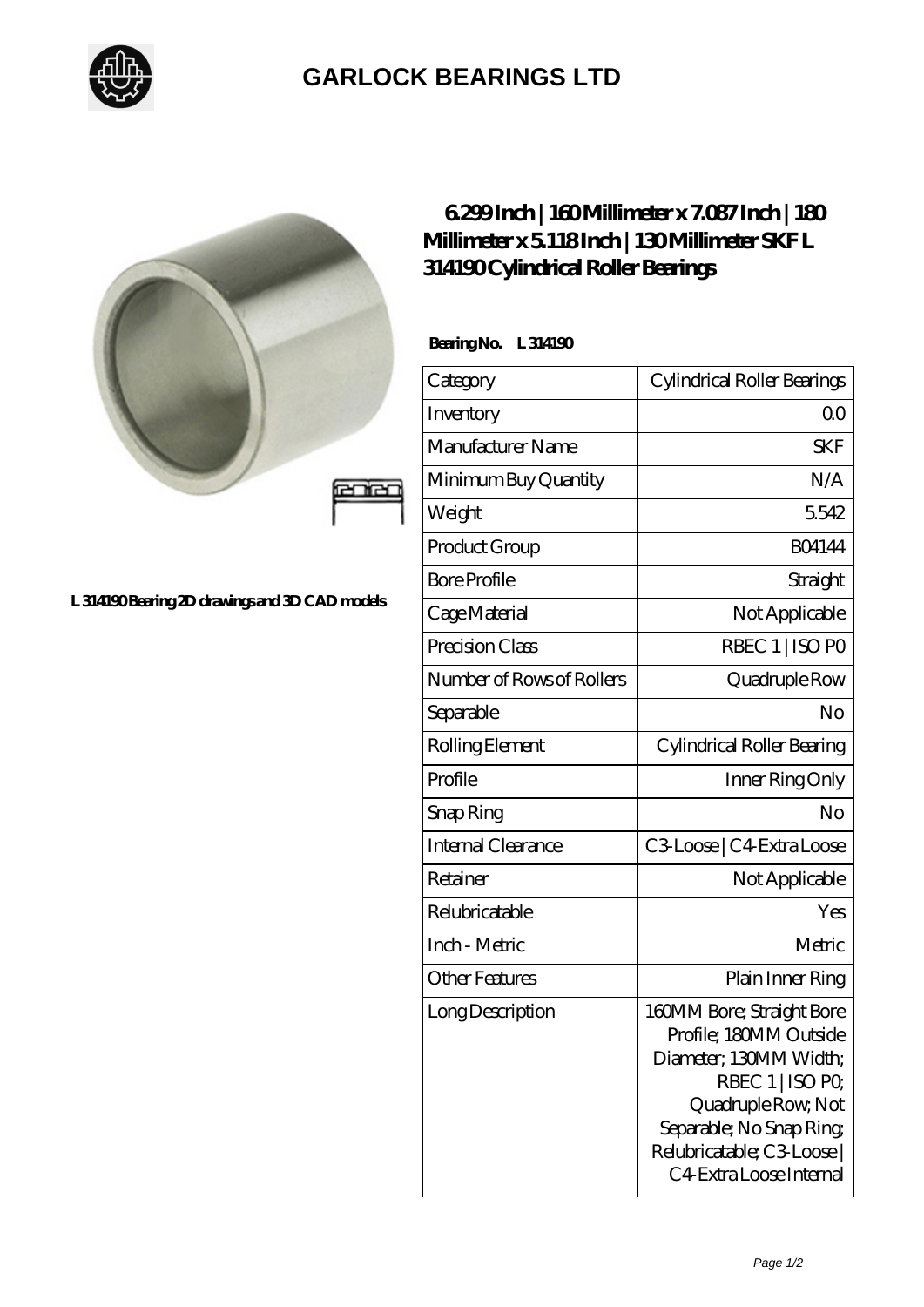# GARLOCK BEARINGS LTD

L 314190 Bearing 2D drawings and 3D CAD models

## 6.299 Inch | 160 Millimeter x 7.087 Inch | 180 Millimeter x 5.118 Inch | 130 Millimeter SKF L 314190 Cylindrical Roller Bearings

**Bearing No. L 314190**

| Category | Cylindrical Roller Bearings |
|---|---|
| Inventory | 0.0 |
| Manufacturer Name | SKF |
| Minimum Buy Quantity | N/A |
| Weight | 5.542 |
| Product Group | B04144 |
| Bore Profile | Straight |
| Cage Material | Not Applicable |
| Precision Class | RBEC 1 \| ISO P0 |
| Number of Rows of Rollers | Quadruple Row |
| Separable | No |
| Rolling Element | Cylindrical Roller Bearing |
| Profile | Inner Ring Only |
| Snap Ring | No |
| Internal Clearance | C3-Loose \| C4-Extra Loose |
| Retainer | Not Applicable |
| Relubricatable | Yes |
| Inch - Metric | Metric |
| Other Features | Plain Inner Ring |
| Long Description | 160MM Bore; Straight Bore Profile; 180MM Outside Diameter; 130MM Width; RBEC 1 \| ISO P0; Quadruple Row; Not Separable; No Snap Ring; Relubricatable; C3-Loose \| C4-Extra Loose Internal |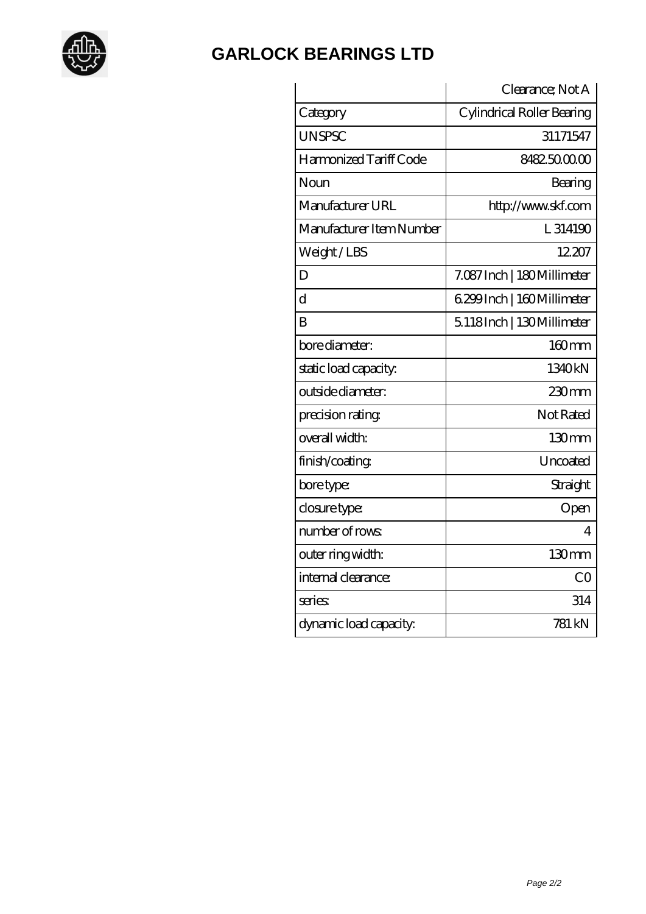# GARLOCK BEARINGS LTD

| | |
|---|---|
| | Clearance; Not A |
| Category | Cylindrical Roller Bearing |
| UNSPSC | 31171547 |
| Harmonized Tariff Code | 8482.50.00.00 |
| Noun | Bearing |
| Manufacturer URL | http://www.skf.com |
| Manufacturer Item Number | L 314190 |
| Weight / LBS | 12.207 |
| D | 7.087 Inch \| 180 Millimeter |
| d | 6.299 Inch \| 160 Millimeter |
| B | 5.118 Inch \| 130 Millimeter |
| bore diameter: | 160 mm |
| static load capacity: | 1340 kN |
| outside diameter: | 230 mm |
| precision rating: | Not Rated |
| overall width: | 130 mm |
| finish/coating: | Uncoated |
| bore type: | Straight |
| closure type: | Open |
| number of rows: | 4 |
| outer ring width: | 130 mm |
| internal clearance: | C0 |
| series: | 314 |
| dynamic load capacity: | 781 kN |